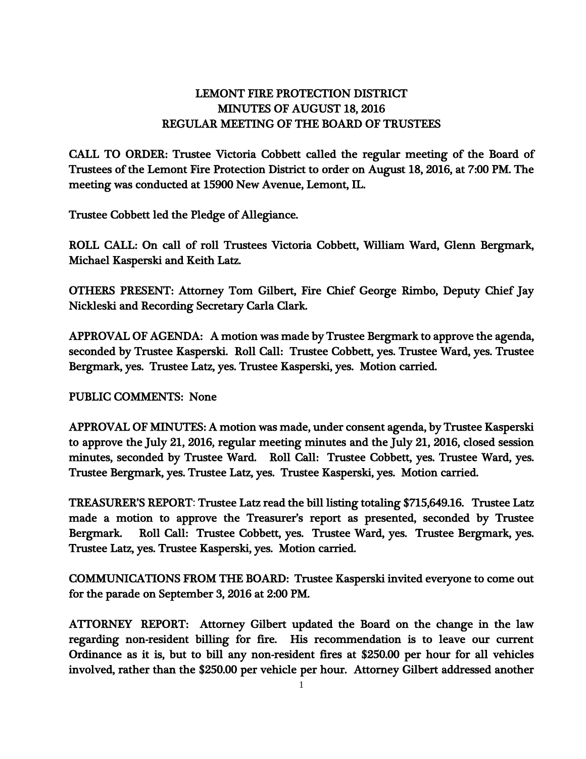# LEMONT FIRE PROTECTION DISTRICT
## MINUTES OF AUGUST 18, 2016
## REGULAR MEETING OF THE BOARD OF TRUSTEES

CALL TO ORDER: Trustee Victoria Cobbett called the regular meeting of the Board of Trustees of the Lemont Fire Protection District to order on August 18, 2016, at 7:00 PM. The meeting was conducted at 15900 New Avenue, Lemont, IL.

Trustee Cobbett led the Pledge of Allegiance.

ROLL CALL: On call of roll Trustees Victoria Cobbett, William Ward, Glenn Bergmark, Michael Kasperski and Keith Latz.

OTHERS PRESENT: Attorney Tom Gilbert, Fire Chief George Rimbo, Deputy Chief Jay Nickleski and Recording Secretary Carla Clark.

APPROVAL OF AGENDA: A motion was made by Trustee Bergmark to approve the agenda, seconded by Trustee Kasperski. Roll Call: Trustee Cobbett, yes. Trustee Ward, yes. Trustee Bergmark, yes. Trustee Latz, yes. Trustee Kasperski, yes. Motion carried.

PUBLIC COMMENTS: None

APPROVAL OF MINUTES: A motion was made, under consent agenda, by Trustee Kasperski to approve the July 21, 2016, regular meeting minutes and the July 21, 2016, closed session minutes, seconded by Trustee Ward. Roll Call: Trustee Cobbett, yes. Trustee Ward, yes. Trustee Bergmark, yes. Trustee Latz, yes. Trustee Kasperski, yes. Motion carried.

TREASURER'S REPORT: Trustee Latz read the bill listing totaling $715,649.16. Trustee Latz made a motion to approve the Treasurer's report as presented, seconded by Trustee Bergmark. Roll Call: Trustee Cobbett, yes. Trustee Ward, yes. Trustee Bergmark, yes. Trustee Latz, yes. Trustee Kasperski, yes. Motion carried.

COMMUNICATIONS FROM THE BOARD: Trustee Kasperski invited everyone to come out for the parade on September 3, 2016 at 2:00 PM.

ATTORNEY REPORT: Attorney Gilbert updated the Board on the change in the law regarding non-resident billing for fire. His recommendation is to leave our current Ordinance as it is, but to bill any non-resident fires at $250.00 per hour for all vehicles involved, rather than the $250.00 per vehicle per hour. Attorney Gilbert addressed another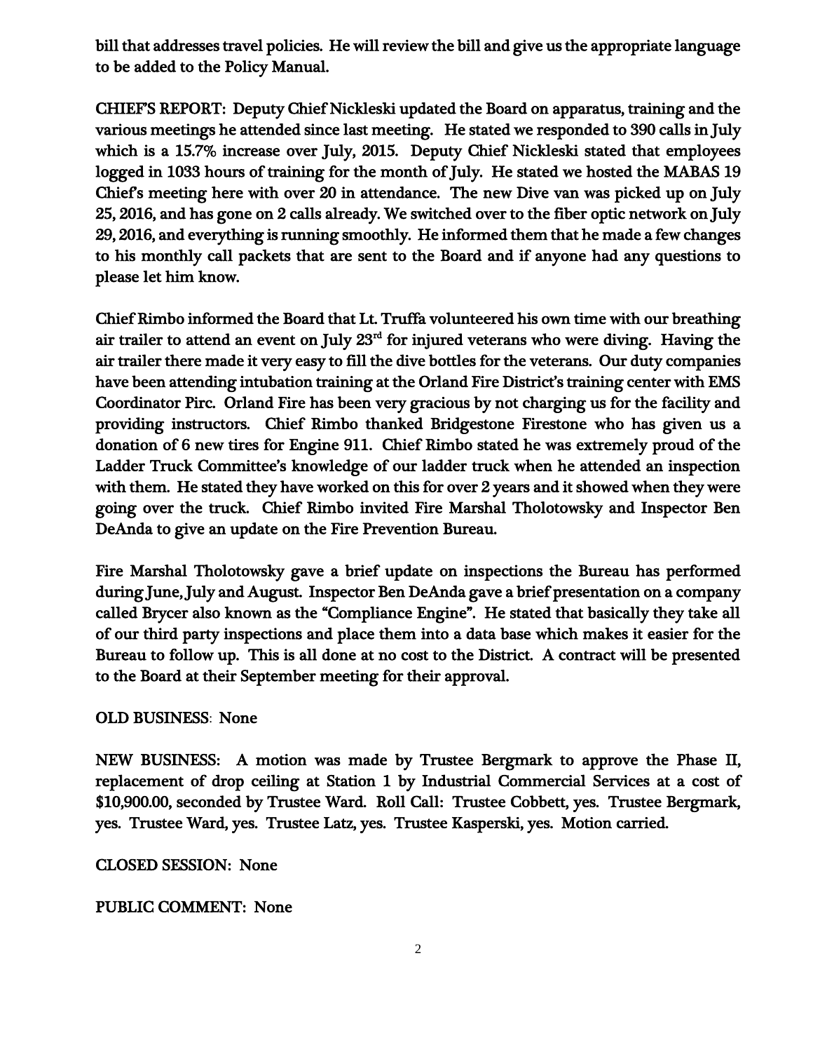bill that addresses travel policies. He will review the bill and give us the appropriate language to be added to the Policy Manual.

CHIEF'S REPORT: Deputy Chief Nickleski updated the Board on apparatus, training and the various meetings he attended since last meeting. He stated we responded to 390 calls in July which is a 15.7% increase over July, 2015. Deputy Chief Nickleski stated that employees logged in 1033 hours of training for the month of July. He stated we hosted the MABAS 19 Chief's meeting here with over 20 in attendance. The new Dive van was picked up on July 25, 2016, and has gone on 2 calls already. We switched over to the fiber optic network on July 29, 2016, and everything is running smoothly. He informed them that he made a few changes to his monthly call packets that are sent to the Board and if anyone had any questions to please let him know.

Chief Rimbo informed the Board that Lt. Truffa volunteered his own time with our breathing air trailer to attend an event on July 23rd for injured veterans who were diving. Having the air trailer there made it very easy to fill the dive bottles for the veterans. Our duty companies have been attending intubation training at the Orland Fire District's training center with EMS Coordinator Pirc. Orland Fire has been very gracious by not charging us for the facility and providing instructors. Chief Rimbo thanked Bridgestone Firestone who has given us a donation of 6 new tires for Engine 911. Chief Rimbo stated he was extremely proud of the Ladder Truck Committee's knowledge of our ladder truck when he attended an inspection with them. He stated they have worked on this for over 2 years and it showed when they were going over the truck. Chief Rimbo invited Fire Marshal Tholotowsky and Inspector Ben DeAnda to give an update on the Fire Prevention Bureau.

Fire Marshal Tholotowsky gave a brief update on inspections the Bureau has performed during June, July and August. Inspector Ben DeAnda gave a brief presentation on a company called Brycer also known as the "Compliance Engine". He stated that basically they take all of our third party inspections and place them into a data base which makes it easier for the Bureau to follow up. This is all done at no cost to the District. A contract will be presented to the Board at their September meeting for their approval.

OLD BUSINESS: None

NEW BUSINESS: A motion was made by Trustee Bergmark to approve the Phase II, replacement of drop ceiling at Station 1 by Industrial Commercial Services at a cost of $10,900.00, seconded by Trustee Ward. Roll Call: Trustee Cobbett, yes. Trustee Bergmark, yes. Trustee Ward, yes. Trustee Latz, yes. Trustee Kasperski, yes. Motion carried.

CLOSED SESSION: None

PUBLIC COMMENT: None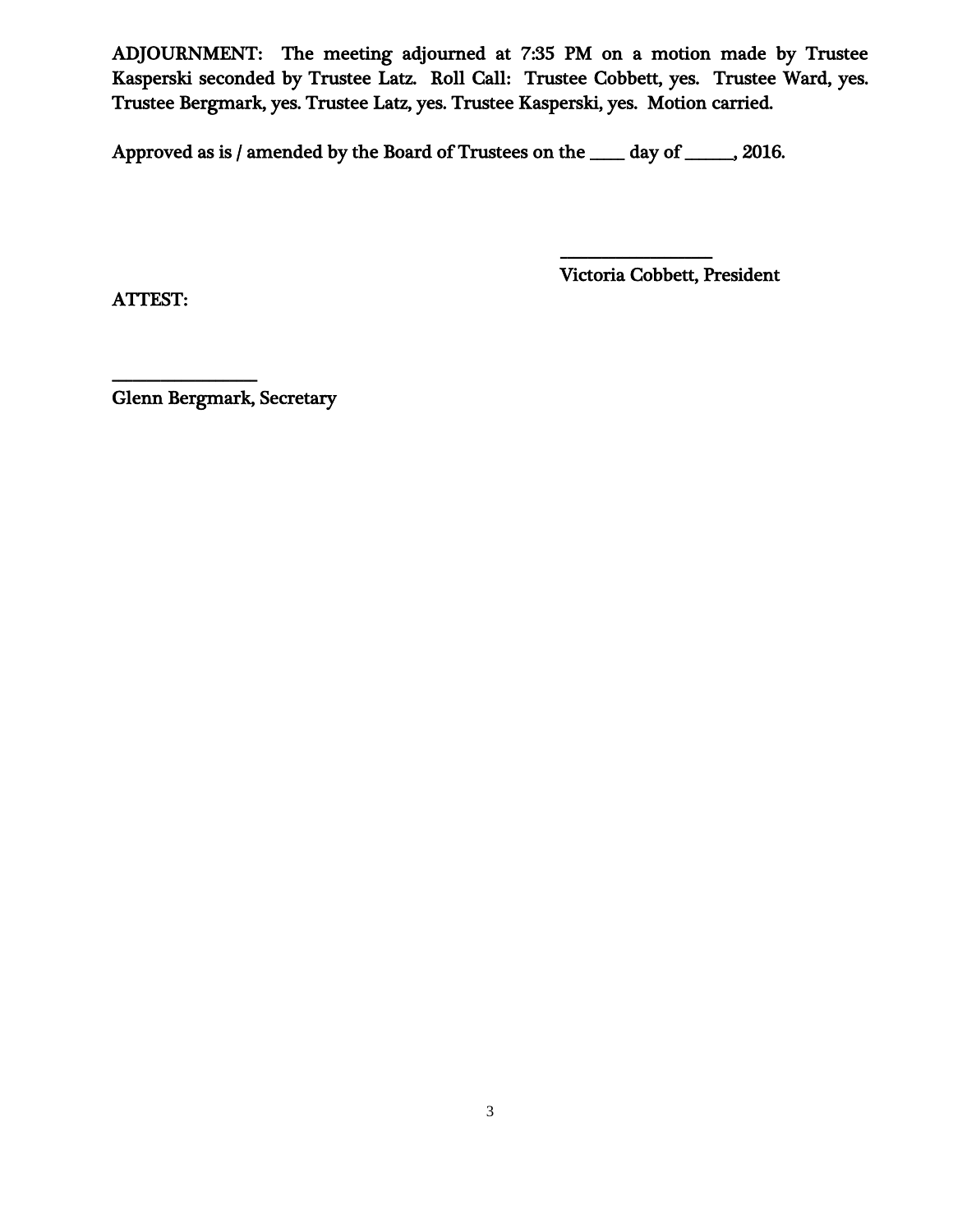ADJOURNMENT: The meeting adjourned at 7:35 PM on a motion made by Trustee Kasperski seconded by Trustee Latz. Roll Call: Trustee Cobbett, yes. Trustee Ward, yes. Trustee Bergmark, yes. Trustee Latz, yes. Trustee Kasperski, yes. Motion carried.

Approved as is / amended by the Board of Trustees on the ____ day of ______, 2016.

_________________
Victoria Cobbett, President

ATTEST:

________________
Glenn Bergmark, Secretary